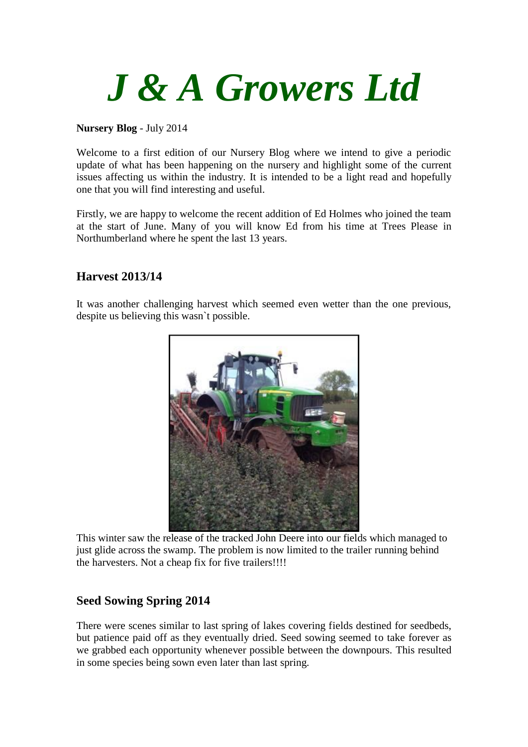# *J & A Growers Ltd*

**Nursery Blog** - July 2014

Welcome to a first edition of our Nursery Blog where we intend to give a periodic update of what has been happening on the nursery and highlight some of the current issues affecting us within the industry. It is intended to be a light read and hopefully one that you will find interesting and useful.

Firstly, we are happy to welcome the recent addition of Ed Holmes who joined the team at the start of June. Many of you will know Ed from his time at Trees Please in Northumberland where he spent the last 13 years.

## Harvest 2013/14

It was another challenging harvest which seemed even wetter than the one previous, despite us believing this wasn`t possible.

This winter saw the release of the tracked John Deere into our fields which managed to just glide across the swamp. The problem is now limited to the trailer running behind the harvesters. Not a cheap fix for five trailers!!!!

## Seed Sowing Spring 2014

There were scenes similar to last spring of lakes covering fields destined for seedbeds, but patience paid off as they eventually dried. Seed sowing seemed to take forever as we grabbed each opportunity whenever possible between the downpours. This resulted in some species being sown even later than last spring.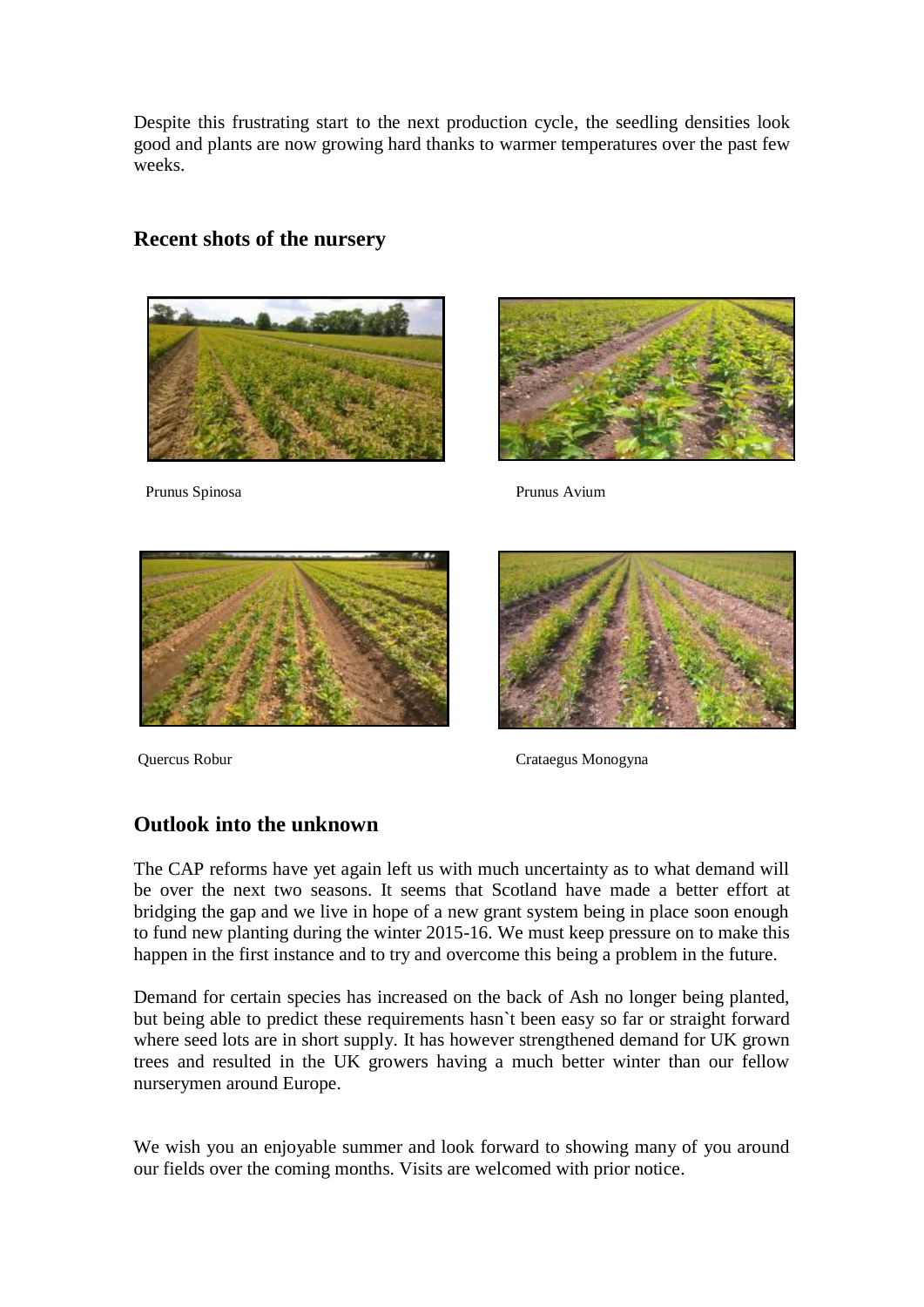Despite this frustrating start to the next production cycle, the seedling densities look good and plants are now growing hard thanks to warmer temperatures over the past few weeks.

## Recent shots of the nursery

Prunus Spinosa

Prunus Avium

Quercus Robur

Crataegus Monogyna

## Outlook into the unknown

The CAP reforms have yet again left us with much uncertainty as to what demand will be over the next two seasons. It seems that Scotland have made a better effort at bridging the gap and we live in hope of a new grant system being in place soon enough to fund new planting during the winter 2015-16. We must keep pressure on to make this happen in the first instance and to try and overcome this being a problem in the future.

Demand for certain species has increased on the back of Ash no longer being planted, but being able to predict these requirements hasn`t been easy so far or straight forward where seed lots are in short supply. It has however strengthened demand for UK grown trees and resulted in the UK growers having a much better winter than our fellow nurserymen around Europe.

We wish you an enjoyable summer and look forward to showing many of you around our fields over the coming months. Visits are welcomed with prior notice.